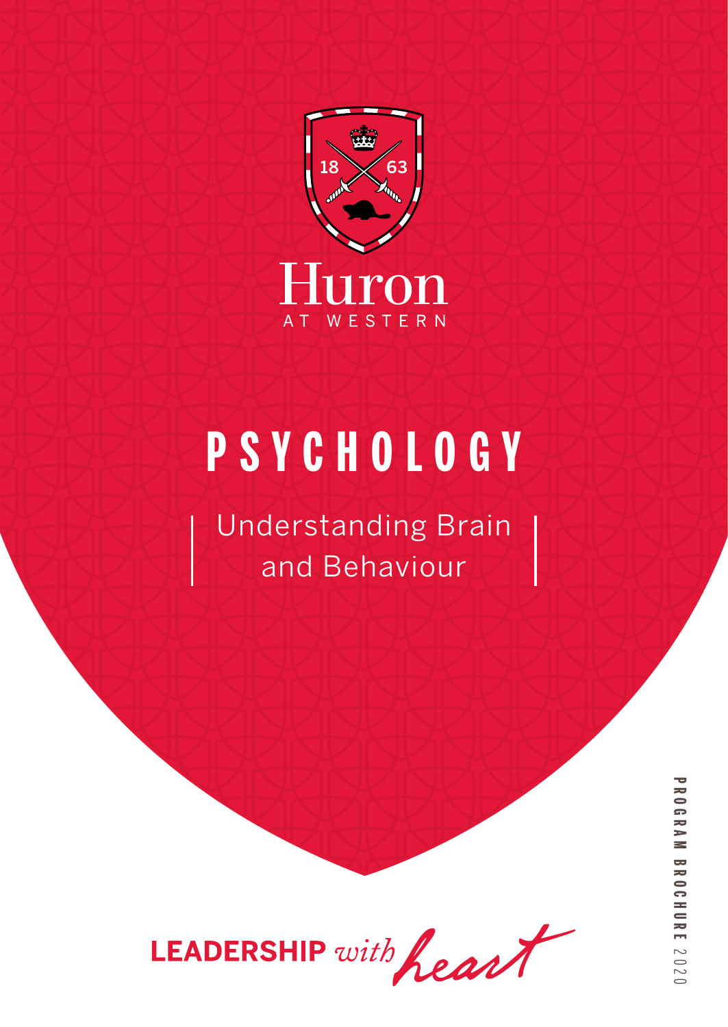Huron

AT WESTERN

# PSYCHOLOGY

## Understanding Brain and Behaviour

LEADERSHIP *with heart*

PROGRAM BROCHURE 2020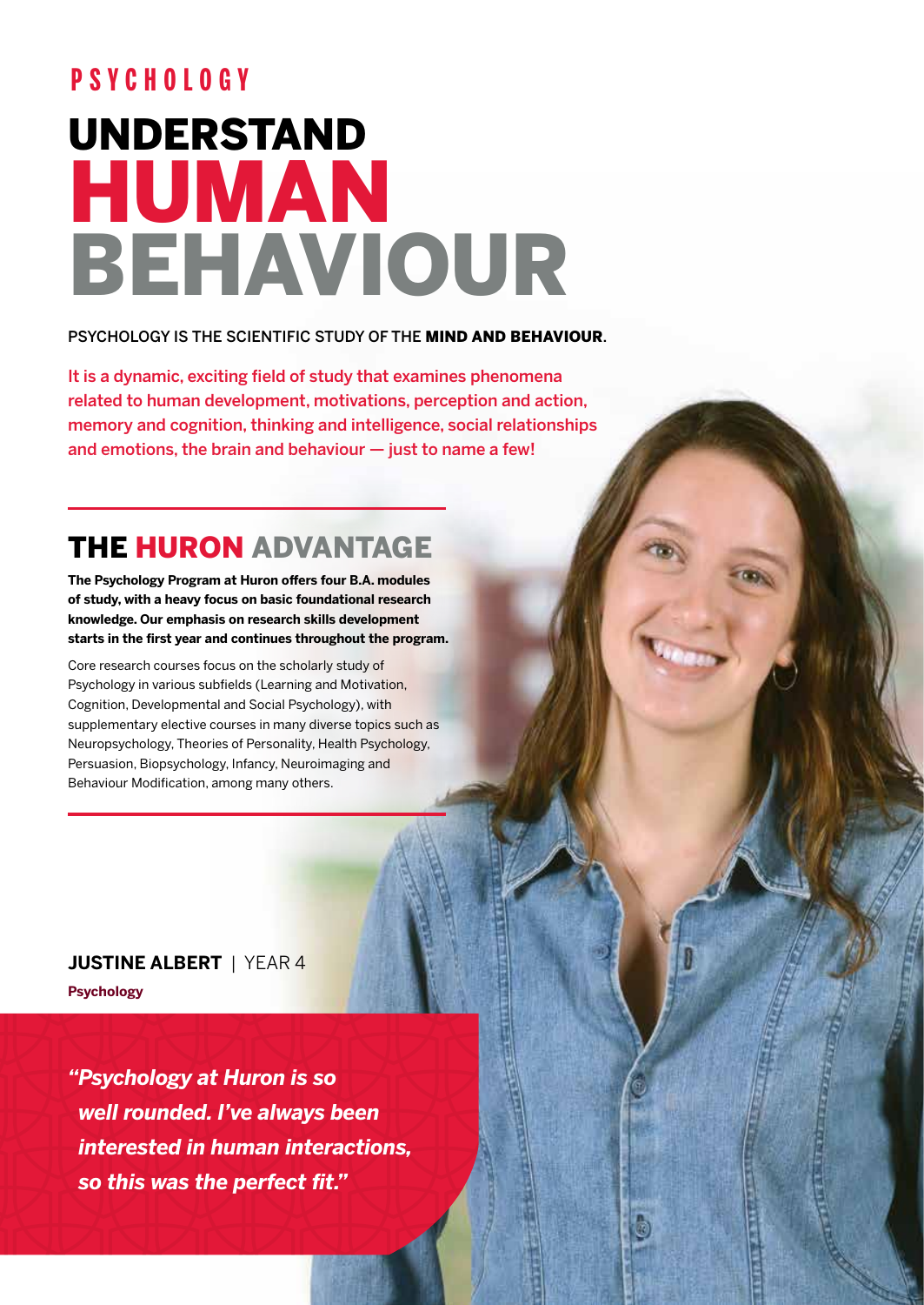## PSYCHOLOGY

# UNDERSTAND HUMAN BEHAVIOUR

PSYCHOLOGY IS THE SCIENTIFIC STUDY OF THE **MIND AND BEHAVIOUR**.

It is a dynamic, exciting field of study that examines phenomena related to human development, motivations, perception and action, memory and cognition, thinking and intelligence, social relationships and emotions, the brain and behaviour — just to name a few!

## THE HURON ADVANTAGE

**The Psychology Program at Huron offers four B.A. modules of study, with a heavy focus on basic foundational research knowledge. Our emphasis on research skills development starts in the first year and continues throughout the program.**

Core research courses focus on the scholarly study of Psychology in various subfields (Learning and Motivation, Cognition, Developmental and Social Psychology), with supplementary elective courses in many diverse topics such as Neuropsychology, Theories of Personality, Health Psychology, Persuasion, Biopsychology, Infancy, Neuroimaging and Behaviour Modification, among many others.

**JUSTINE ALBERT** | YEAR 4

**Psychology**

***"Psychology at Huron is so well rounded. I've always been interested in human interactions, so this was the perfect fit."***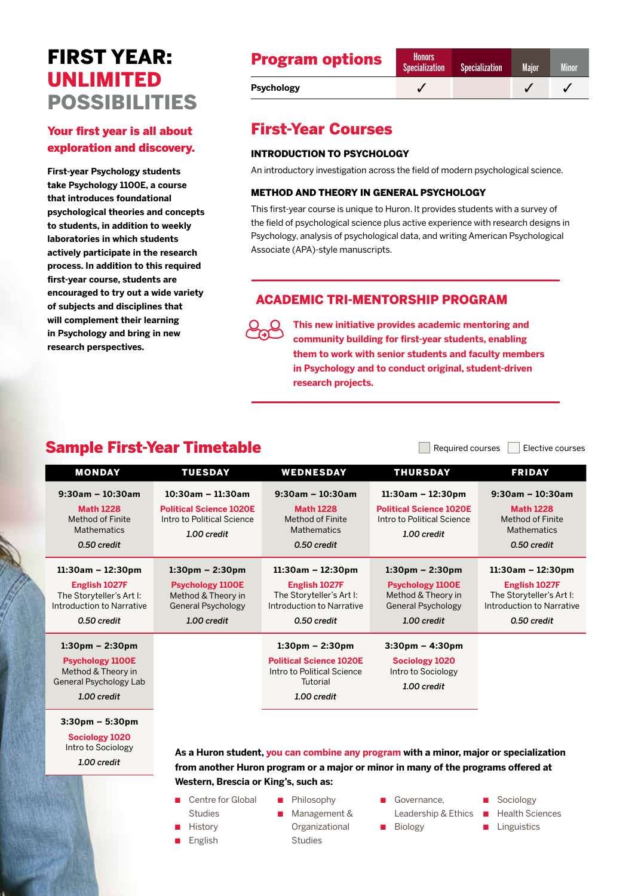# FIRST YEAR: UNLIMITED POSSIBILITIES

## Your first year is all about exploration and discovery.

**First-year Psychology students take Psychology 1100E, a course that introduces foundational psychological theories and concepts to students, in addition to weekly laboratories in which students actively participate in the research process. In addition to this required first-year course, students are encouraged to try out a wide variety of subjects and disciplines that will complement their learning in Psychology and bring in new research perspectives.**

## Program options

| | Honors Specialization | Specialization | Major | Minor |
|---|---|---|---|---|
| **Psychology** | ✓ | | ✓ | ✓ |

## First-Year Courses

### INTRODUCTION TO PSYCHOLOGY

An introductory investigation across the field of modern psychological science.

### METHOD AND THEORY IN GENERAL PSYCHOLOGY

This first-year course is unique to Huron. It provides students with a survey of the field of psychological science plus active experience with research designs in Psychology, analysis of psychological data, and writing American Psychological Association (APA)-style manuscripts.

### ACADEMIC TRI-MENTORSHIP PROGRAM

**This new initiative provides academic mentoring and community building for first-year students, enabling them to work with senior students and faculty members in Psychology and to conduct original, student-driven research projects.**

## Sample First-Year Timetable

Required courses / Elective courses

| MONDAY | TUESDAY | WEDNESDAY | THURSDAY | FRIDAY |
|---|---|---|---|---|
| **9:30am – 10:30am** Math 1228 Method of Finite Mathematics *0.50 credit* | **10:30am – 11:30am** Political Science 1020E Intro to Political Science *1.00 credit* | **9:30am – 10:30am** Math 1228 Method of Finite Mathematics *0.50 credit* | **11:30am – 12:30pm** Political Science 1020E Intro to Political Science *1.00 credit* | **9:30am – 10:30am** Math 1228 Method of Finite Mathematics *0.50 credit* |
| **11:30am – 12:30pm** English 1027F The Storyteller's Art I: Introduction to Narrative *0.50 credit* | **1:30pm – 2:30pm** Psychology 1100E Method & Theory in General Psychology *1.00 credit* | **11:30am – 12:30pm** English 1027F The Storyteller's Art I: Introduction to Narrative *0.50 credit* | **1:30pm – 2:30pm** Psychology 1100E Method & Theory in General Psychology *1.00 credit* | **11:30am – 12:30pm** English 1027F The Storyteller's Art I: Introduction to Narrative *0.50 credit* |
| **1:30pm – 2:30pm** Psychology 1100E Method & Theory in General Psychology Lab *1.00 credit* | | **1:30pm – 2:30pm** Political Science 1020E Intro to Political Science Tutorial *1.00 credit* | **3:30pm – 4:30pm** Sociology 1020 Intro to Sociology *1.00 credit* | |
| **3:30pm – 5:30pm** Sociology 1020 Intro to Sociology *1.00 credit* | | | | |

**As a Huron student, you can combine any program with a minor, major or specialization from another Huron program or a major or minor in many of the programs offered at Western, Brescia or King's, such as:**

- Centre for Global Studies
- History
- English
- Philosophy
- Management & Organizational Studies
- Governance, Leadership & Ethics
- Biology
- Sociology
- Health Sciences
- Linguistics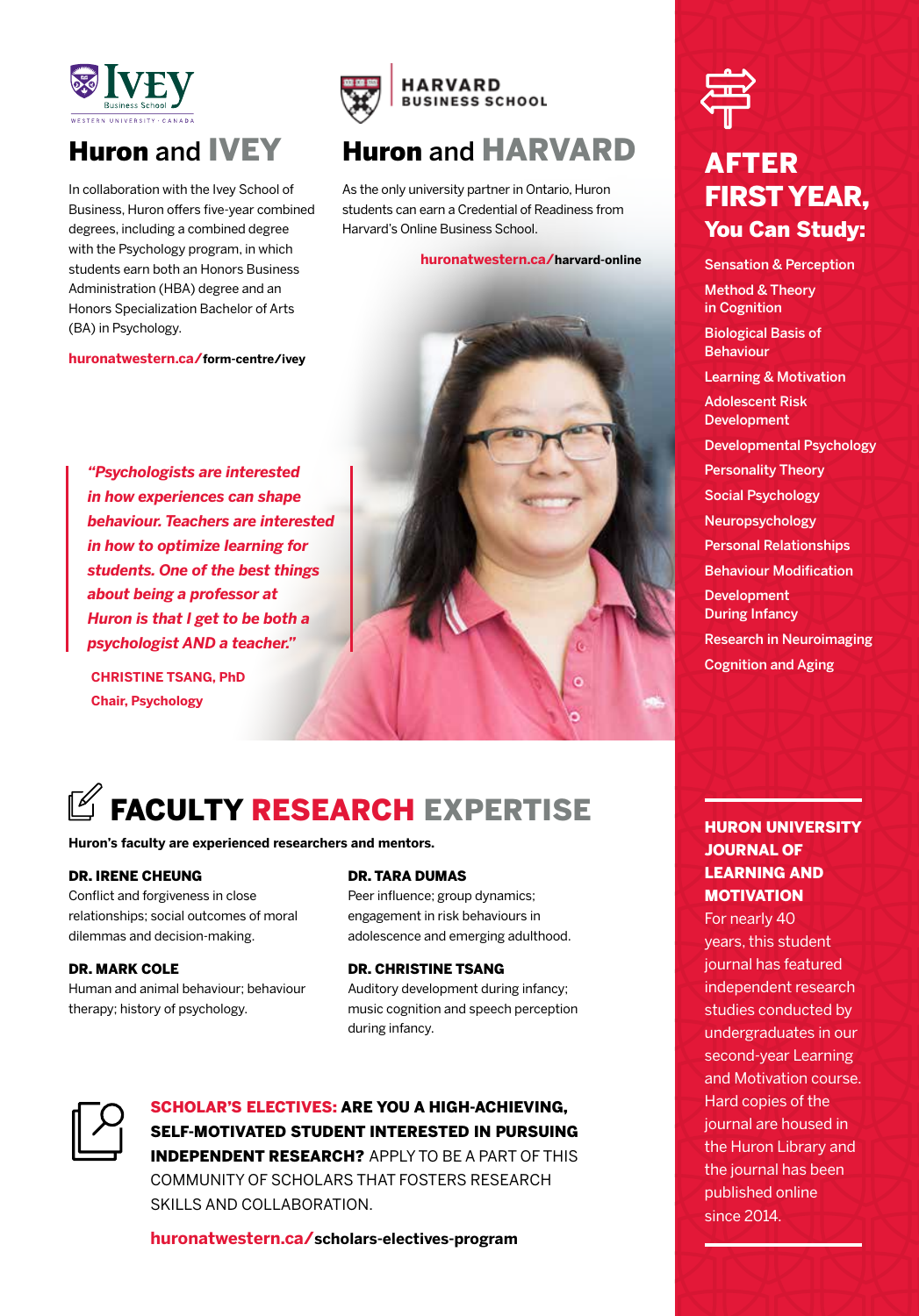## Huron and IVEY

In collaboration with the Ivey School of Business, Huron offers five-year combined degrees, including a combined degree with the Psychology program, in which students earn both an Honors Business Administration (HBA) degree and an Honors Specialization Bachelor of Arts (BA) in Psychology.

**huronatwestern.ca/form-centre/ivey**

## Huron and HARVARD

As the only university partner in Ontario, Huron students can earn a Credential of Readiness from Harvard's Online Business School.

**huronatwestern.ca/harvard-online**

> ***"Psychologists are interested in how experiences can shape behaviour. Teachers are interested in how to optimize learning for students. One of the best things about being a professor at Huron is that I get to be both a psychologist AND a teacher."***
>
> **CHRISTINE TSANG, PhD**
> **Chair, Psychology**

## AFTER FIRST YEAR, You Can Study:

- Sensation & Perception
- Method & Theory in Cognition
- Biological Basis of Behaviour
- Learning & Motivation
- Adolescent Risk Development
- Developmental Psychology
- Personality Theory
- Social Psychology
- Neuropsychology
- Personal Relationships
- Behaviour Modification
- Development During Infancy
- Research in Neuroimaging
- Cognition and Aging

## FACULTY RESEARCH EXPERTISE

**Huron's faculty are experienced researchers and mentors.**

**DR. IRENE CHEUNG**
Conflict and forgiveness in close relationships; social outcomes of moral dilemmas and decision-making.

**DR. MARK COLE**
Human and animal behaviour; behaviour therapy; history of psychology.

**DR. TARA DUMAS**
Peer influence; group dynamics; engagement in risk behaviours in adolescence and emerging adulthood.

**DR. CHRISTINE TSANG**
Auditory development during infancy; music cognition and speech perception during infancy.

**SCHOLAR'S ELECTIVES: ARE YOU A HIGH-ACHIEVING, SELF-MOTIVATED STUDENT INTERESTED IN PURSUING INDEPENDENT RESEARCH?** APPLY TO BE A PART OF THIS COMMUNITY OF SCHOLARS THAT FOSTERS RESEARCH SKILLS AND COLLABORATION.

**huronatwestern.ca/scholars-electives-program**

### HURON UNIVERSITY JOURNAL OF LEARNING AND MOTIVATION

For nearly 40 years, this student journal has featured independent research studies conducted by undergraduates in our second-year Learning and Motivation course. Hard copies of the journal are housed in the Huron Library and the journal has been published online since 2014.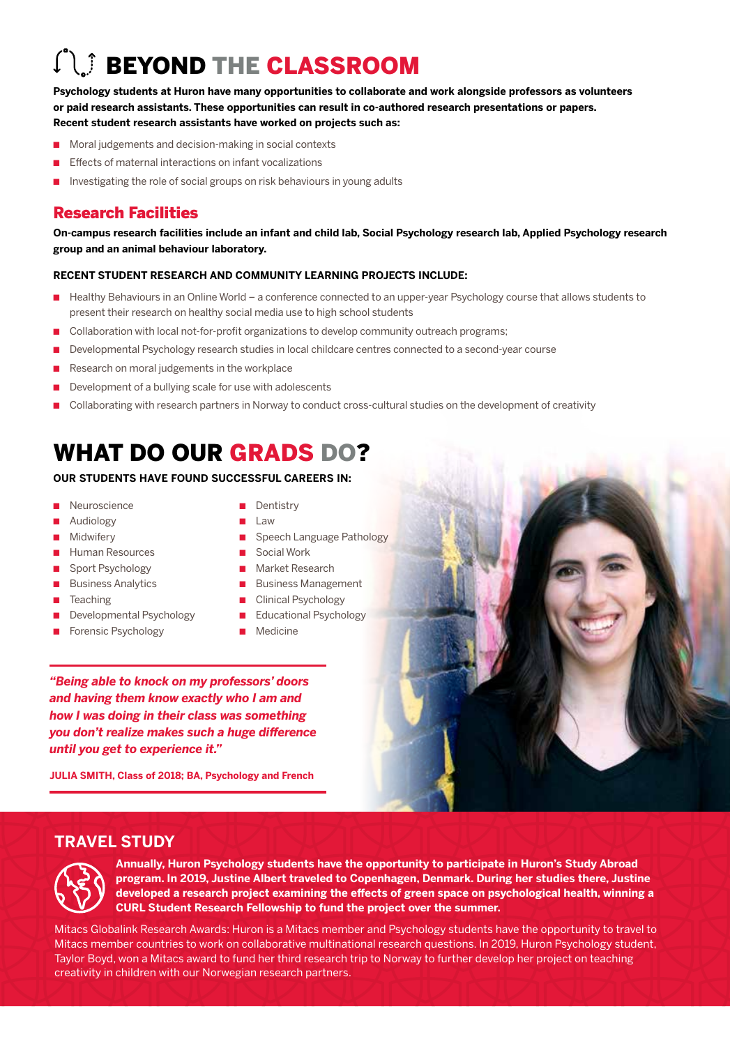# BEYOND THE CLASSROOM

**Psychology students at Huron have many opportunities to collaborate and work alongside professors as volunteers or paid research assistants. These opportunities can result in co-authored research presentations or papers. Recent student research assistants have worked on projects such as:**

- Moral judgements and decision-making in social contexts
- Effects of maternal interactions on infant vocalizations
- Investigating the role of social groups on risk behaviours in young adults

## Research Facilities

**On-campus research facilities include an infant and child lab, Social Psychology research lab, Applied Psychology research group and an animal behaviour laboratory.**

**RECENT STUDENT RESEARCH AND COMMUNITY LEARNING PROJECTS INCLUDE:**

- Healthy Behaviours in an Online World – a conference connected to an upper-year Psychology course that allows students to present their research on healthy social media use to high school students
- Collaboration with local not-for-profit organizations to develop community outreach programs;
- Developmental Psychology research studies in local childcare centres connected to a second-year course
- Research on moral judgements in the workplace
- Development of a bullying scale for use with adolescents
- Collaborating with research partners in Norway to conduct cross-cultural studies on the development of creativity

# WHAT DO OUR GRADS DO?

**OUR STUDENTS HAVE FOUND SUCCESSFUL CAREERS IN:**

- Neuroscience
- Audiology
- Midwifery
- Human Resources
- Sport Psychology
- Business Analytics
- Teaching
- Developmental Psychology
- Forensic Psychology
- Dentistry
- Law
- Speech Language Pathology
- Social Work
- Market Research
- Business Management
- Clinical Psychology
- Educational Psychology
- Medicine

***"Being able to knock on my professors' doors and having them know exactly who I am and how I was doing in their class was something you don't realize makes such a huge difference until you get to experience it."***

**JULIA SMITH, Class of 2018; BA, Psychology and French**

## TRAVEL STUDY

**Annually, Huron Psychology students have the opportunity to participate in Huron's Study Abroad program. In 2019, Justine Albert traveled to Copenhagen, Denmark. During her studies there, Justine developed a research project examining the effects of green space on psychological health, winning a CURL Student Research Fellowship to fund the project over the summer.**

Mitacs Globalink Research Awards: Huron is a Mitacs member and Psychology students have the opportunity to travel to Mitacs member countries to work on collaborative multinational research questions. In 2019, Huron Psychology student, Taylor Boyd, won a Mitacs award to fund her third research trip to Norway to further develop her project on teaching creativity in children with our Norwegian research partners.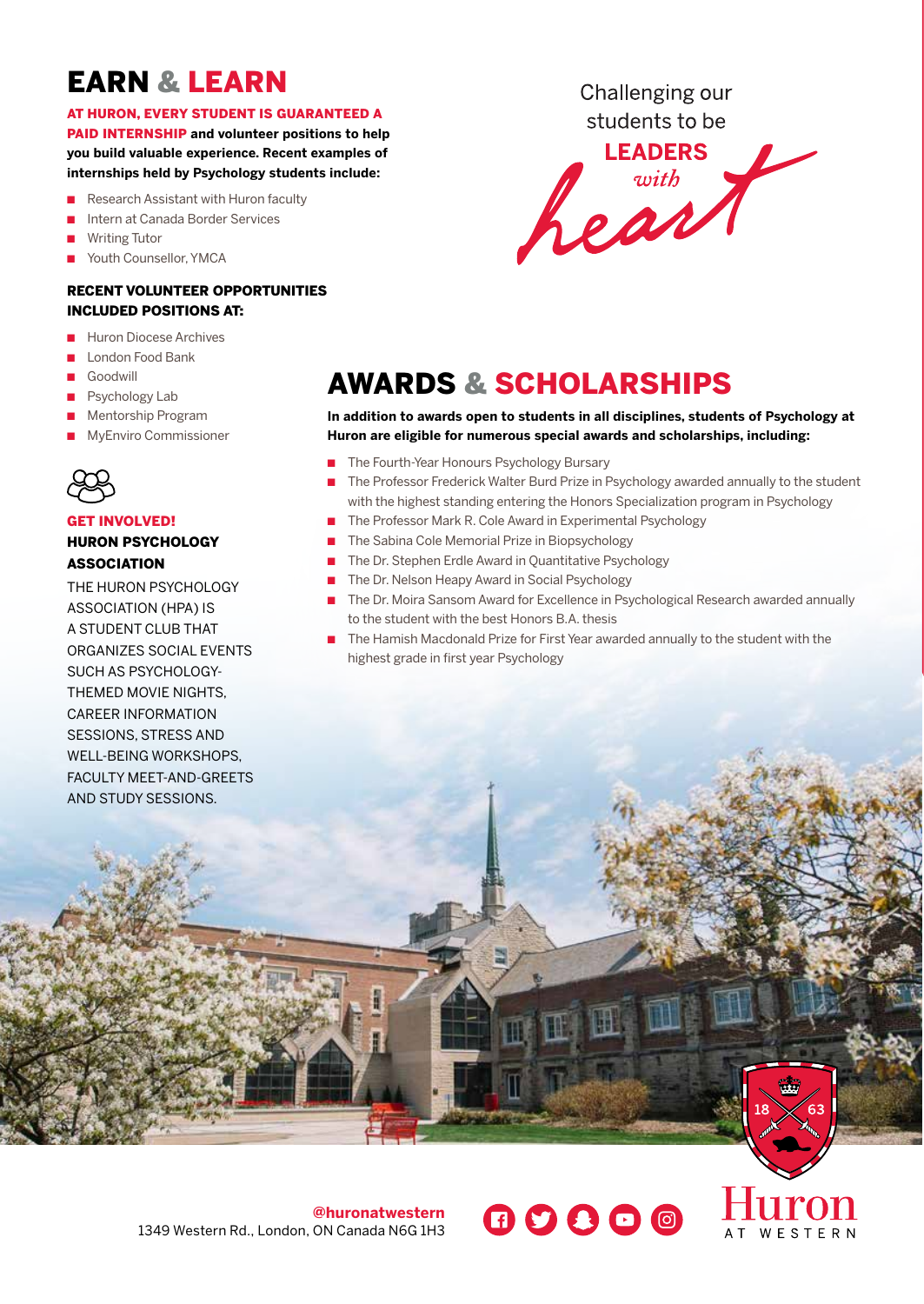# EARN & LEARN

**AT HURON, EVERY STUDENT IS GUARANTEED A PAID INTERNSHIP and volunteer positions to help you build valuable experience. Recent examples of internships held by Psychology students include:**

- Research Assistant with Huron faculty
- Intern at Canada Border Services
- Writing Tutor
- Youth Counsellor, YMCA

### RECENT VOLUNTEER OPPORTUNITIES INCLUDED POSITIONS AT:

- Huron Diocese Archives
- London Food Bank
- Goodwill
- Psychology Lab
- Mentorship Program
- MyEnviro Commissioner

**GET INVOLVED!**
**HURON PSYCHOLOGY ASSOCIATION**

THE HURON PSYCHOLOGY ASSOCIATION (HPA) IS A STUDENT CLUB THAT ORGANIZES SOCIAL EVENTS SUCH AS PSYCHOLOGY-THEMED MOVIE NIGHTS, CAREER INFORMATION SESSIONS, STRESS AND WELL-BEING WORKSHOPS, FACULTY MEET-AND-GREETS AND STUDY SESSIONS.

Challenging our students to be **LEADERS** *with* *heart*

# AWARDS & SCHOLARSHIPS

**In addition to awards open to students in all disciplines, students of Psychology at Huron are eligible for numerous special awards and scholarships, including:**

- The Fourth-Year Honours Psychology Bursary
- The Professor Frederick Walter Burd Prize in Psychology awarded annually to the student with the highest standing entering the Honors Specialization program in Psychology
- The Professor Mark R. Cole Award in Experimental Psychology
- The Sabina Cole Memorial Prize in Biopsychology
- The Dr. Stephen Erdle Award in Quantitative Psychology
- The Dr. Nelson Heapy Award in Social Psychology
- The Dr. Moira Sansom Award for Excellence in Psychological Research awarded annually to the student with the best Honors B.A. thesis
- The Hamish Macdonald Prize for First Year awarded annually to the student with the highest grade in first year Psychology

**@huronatwestern**
1349 Western Rd., London, ON Canada N6G 1H3

Huron AT WESTERN